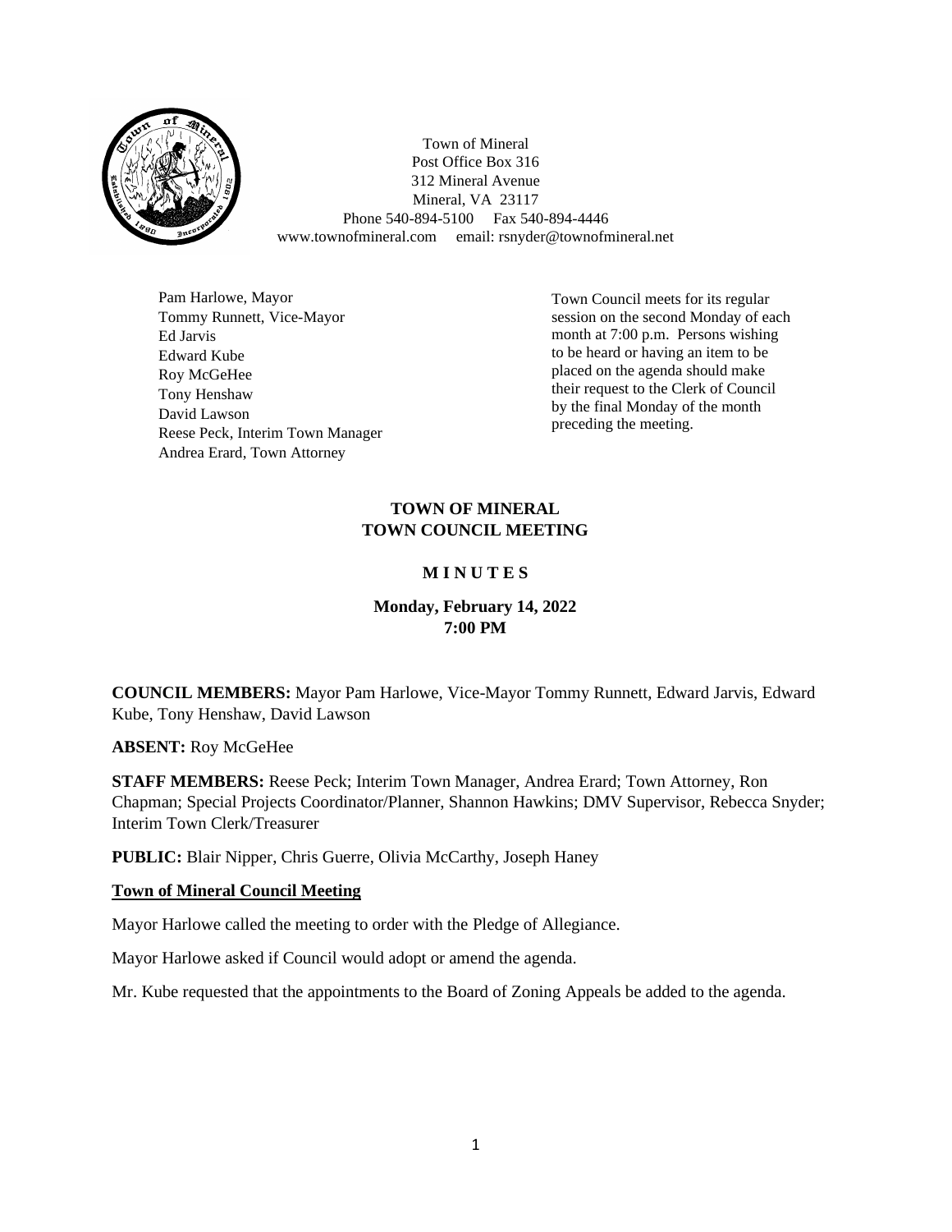Town of Mineral
Post Office Box 316
312 Mineral Avenue
Mineral, VA 23117
Phone 540-894-5100 Fax 540-894-4446
www.townofmineral.com email: rsnyder@townofmineral.net

Pam Harlowe, Mayor
Tommy Runnett, Vice-Mayor
Ed Jarvis
Edward Kube
Roy McGeHee
Tony Henshaw
David Lawson
Reese Peck, Interim Town Manager
Andrea Erard, Town Attorney

Town Council meets for its regular session on the second Monday of each month at 7:00 p.m. Persons wishing to be heard or having an item to be placed on the agenda should make their request to the Clerk of Council by the final Monday of the month preceding the meeting.

# TOWN OF MINERAL
# TOWN COUNCIL MEETING

## M I N U T E S

### Monday, February 14, 2022
### 7:00 PM

**COUNCIL MEMBERS:** Mayor Pam Harlowe, Vice-Mayor Tommy Runnett, Edward Jarvis, Edward Kube, Tony Henshaw, David Lawson

**ABSENT:** Roy McGeHee

**STAFF MEMBERS:** Reese Peck; Interim Town Manager, Andrea Erard; Town Attorney, Ron Chapman; Special Projects Coordinator/Planner, Shannon Hawkins; DMV Supervisor, Rebecca Snyder; Interim Town Clerk/Treasurer

**PUBLIC:** Blair Nipper, Chris Guerre, Olivia McCarthy, Joseph Haney

**Town of Mineral Council Meeting**

Mayor Harlowe called the meeting to order with the Pledge of Allegiance.

Mayor Harlowe asked if Council would adopt or amend the agenda.

Mr. Kube requested that the appointments to the Board of Zoning Appeals be added to the agenda.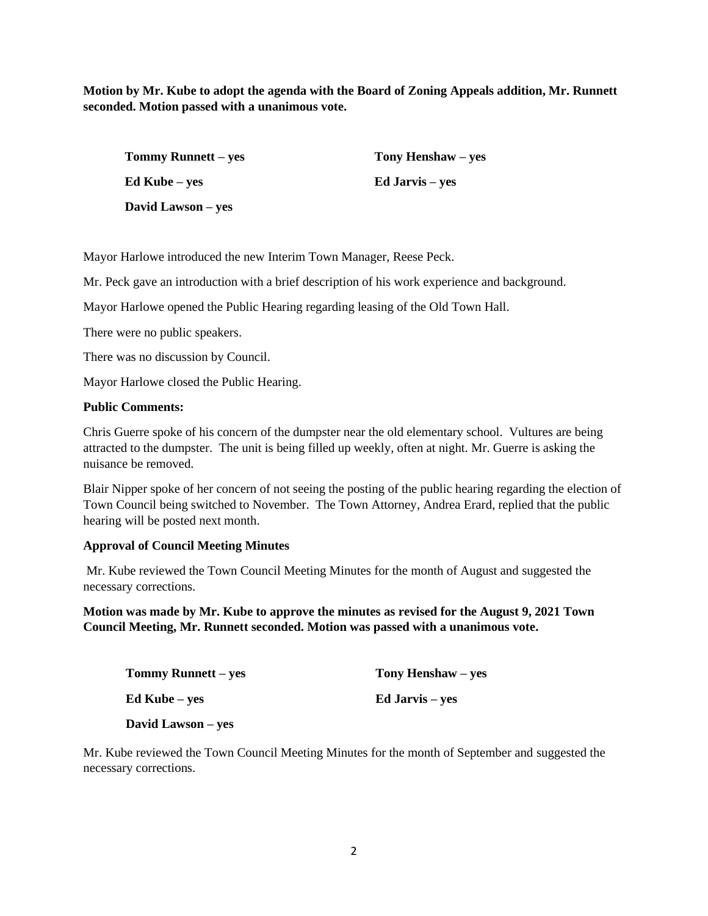**Motion by Mr. Kube to adopt the agenda with the Board of Zoning Appeals addition, Mr. Runnett seconded. Motion passed with a unanimous vote.**

**Tommy Runnett – yes**

**Tony Henshaw – yes**

**Ed Kube – yes**

**Ed Jarvis – yes**

**David Lawson – yes**

Mayor Harlowe introduced the new Interim Town Manager, Reese Peck.

Mr. Peck gave an introduction with a brief description of his work experience and background.

Mayor Harlowe opened the Public Hearing regarding leasing of the Old Town Hall.

There were no public speakers.

There was no discussion by Council.

Mayor Harlowe closed the Public Hearing.

**Public Comments:**

Chris Guerre spoke of his concern of the dumpster near the old elementary school. Vultures are being attracted to the dumpster. The unit is being filled up weekly, often at night. Mr. Guerre is asking the nuisance be removed.

Blair Nipper spoke of her concern of not seeing the posting of the public hearing regarding the election of Town Council being switched to November. The Town Attorney, Andrea Erard, replied that the public hearing will be posted next month.

**Approval of Council Meeting Minutes**

Mr. Kube reviewed the Town Council Meeting Minutes for the month of August and suggested the necessary corrections.

**Motion was made by Mr. Kube to approve the minutes as revised for the August 9, 2021 Town Council Meeting, Mr. Runnett seconded. Motion was passed with a unanimous vote.**

**Tommy Runnett – yes**

**Tony Henshaw – yes**

**Ed Kube – yes**

**Ed Jarvis – yes**

**David Lawson – yes**

Mr. Kube reviewed the Town Council Meeting Minutes for the month of September and suggested the necessary corrections.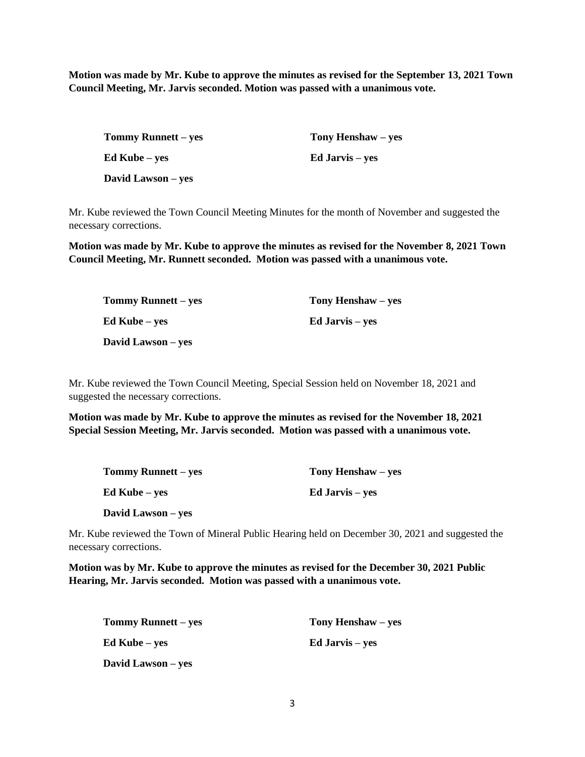**Motion was made by Mr. Kube to approve the minutes as revised for the September 13, 2021 Town Council Meeting, Mr. Jarvis seconded. Motion was passed with a unanimous vote.**

| | |
|---|---|
| **Tommy Runnett – yes** | **Tony Henshaw – yes** |
| **Ed Kube – yes** | **Ed Jarvis – yes** |
| **David Lawson – yes** | |

Mr. Kube reviewed the Town Council Meeting Minutes for the month of November and suggested the necessary corrections.

**Motion was made by Mr. Kube to approve the minutes as revised for the November 8, 2021 Town Council Meeting, Mr. Runnett seconded. Motion was passed with a unanimous vote.**

| | |
|---|---|
| **Tommy Runnett – yes** | **Tony Henshaw – yes** |
| **Ed Kube – yes** | **Ed Jarvis – yes** |
| **David Lawson – yes** | |

Mr. Kube reviewed the Town Council Meeting, Special Session held on November 18, 2021 and suggested the necessary corrections.

**Motion was made by Mr. Kube to approve the minutes as revised for the November 18, 2021 Special Session Meeting, Mr. Jarvis seconded. Motion was passed with a unanimous vote.**

| | |
|---|---|
| **Tommy Runnett – yes** | **Tony Henshaw – yes** |
| **Ed Kube – yes** | **Ed Jarvis – yes** |
| **David Lawson – yes** | |

Mr. Kube reviewed the Town of Mineral Public Hearing held on December 30, 2021 and suggested the necessary corrections.

**Motion was by Mr. Kube to approve the minutes as revised for the December 30, 2021 Public Hearing, Mr. Jarvis seconded. Motion was passed with a unanimous vote.**

| | |
|---|---|
| **Tommy Runnett – yes** | **Tony Henshaw – yes** |
| **Ed Kube – yes** | **Ed Jarvis – yes** |
| **David Lawson – yes** | |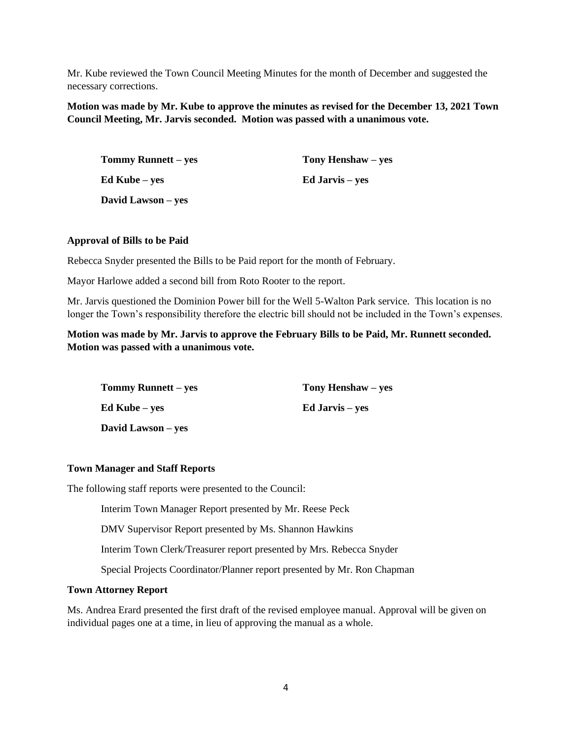Mr. Kube reviewed the Town Council Meeting Minutes for the month of December and suggested the necessary corrections.

**Motion was made by Mr. Kube to approve the minutes as revised for the December 13, 2021 Town Council Meeting, Mr. Jarvis seconded. Motion was passed with a unanimous vote.**

**Tommy Runnett – yes**
**Tony Henshaw – yes**
**Ed Kube – yes**
**Ed Jarvis – yes**
**David Lawson – yes**

**Approval of Bills to be Paid**

Rebecca Snyder presented the Bills to be Paid report for the month of February.

Mayor Harlowe added a second bill from Roto Rooter to the report.

Mr. Jarvis questioned the Dominion Power bill for the Well 5-Walton Park service. This location is no longer the Town's responsibility therefore the electric bill should not be included in the Town's expenses.

**Motion was made by Mr. Jarvis to approve the February Bills to be Paid, Mr. Runnett seconded. Motion was passed with a unanimous vote.**

**Tommy Runnett – yes**
**Tony Henshaw – yes**
**Ed Kube – yes**
**Ed Jarvis – yes**
**David Lawson – yes**

**Town Manager and Staff Reports**

The following staff reports were presented to the Council:

Interim Town Manager Report presented by Mr. Reese Peck

DMV Supervisor Report presented by Ms. Shannon Hawkins

Interim Town Clerk/Treasurer report presented by Mrs. Rebecca Snyder

Special Projects Coordinator/Planner report presented by Mr. Ron Chapman

**Town Attorney Report**

Ms. Andrea Erard presented the first draft of the revised employee manual. Approval will be given on individual pages one at a time, in lieu of approving the manual as a whole.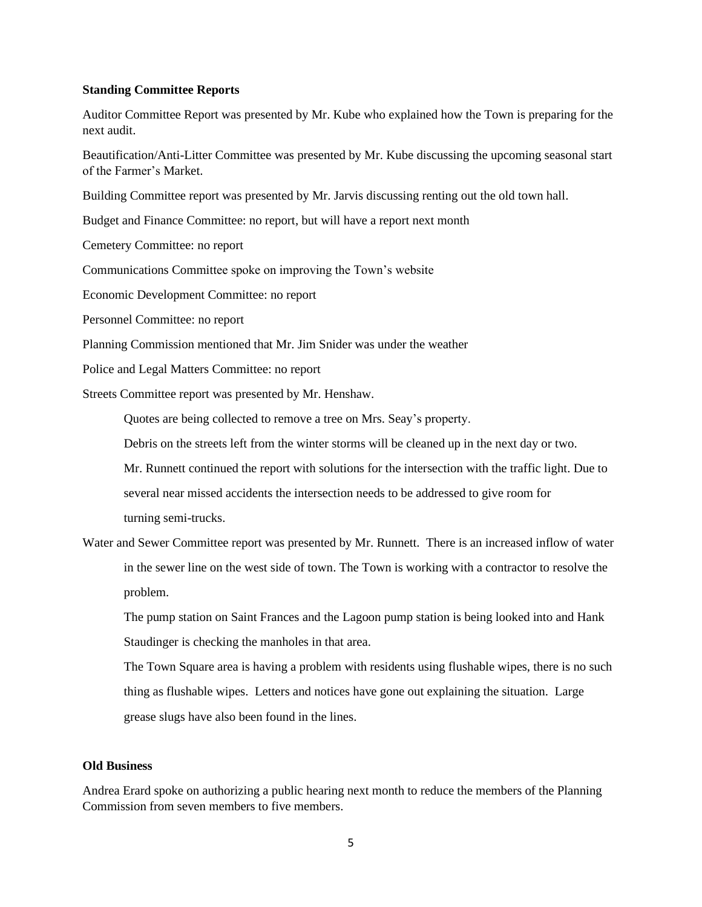**Standing Committee Reports**

Auditor Committee Report was presented by Mr. Kube who explained how the Town is preparing for the next audit.

Beautification/Anti-Litter Committee was presented by Mr. Kube discussing the upcoming seasonal start of the Farmer's Market.

Building Committee report was presented by Mr. Jarvis discussing renting out the old town hall.

Budget and Finance Committee: no report, but will have a report next month

Cemetery Committee: no report

Communications Committee spoke on improving the Town's website

Economic Development Committee: no report

Personnel Committee: no report

Planning Commission mentioned that Mr. Jim Snider was under the weather

Police and Legal Matters Committee: no report

Streets Committee report was presented by Mr. Henshaw.

> Quotes are being collected to remove a tree on Mrs. Seay's property.
>
> Debris on the streets left from the winter storms will be cleaned up in the next day or two.
>
> Mr. Runnett continued the report with solutions for the intersection with the traffic light. Due to several near missed accidents the intersection needs to be addressed to give room for turning semi-trucks.

Water and Sewer Committee report was presented by Mr. Runnett. There is an increased inflow of water in the sewer line on the west side of town. The Town is working with a contractor to resolve the problem.

> The pump station on Saint Frances and the Lagoon pump station is being looked into and Hank Staudinger is checking the manholes in that area.
>
> The Town Square area is having a problem with residents using flushable wipes, there is no such thing as flushable wipes. Letters and notices have gone out explaining the situation. Large grease slugs have also been found in the lines.

**Old Business**

Andrea Erard spoke on authorizing a public hearing next month to reduce the members of the Planning Commission from seven members to five members.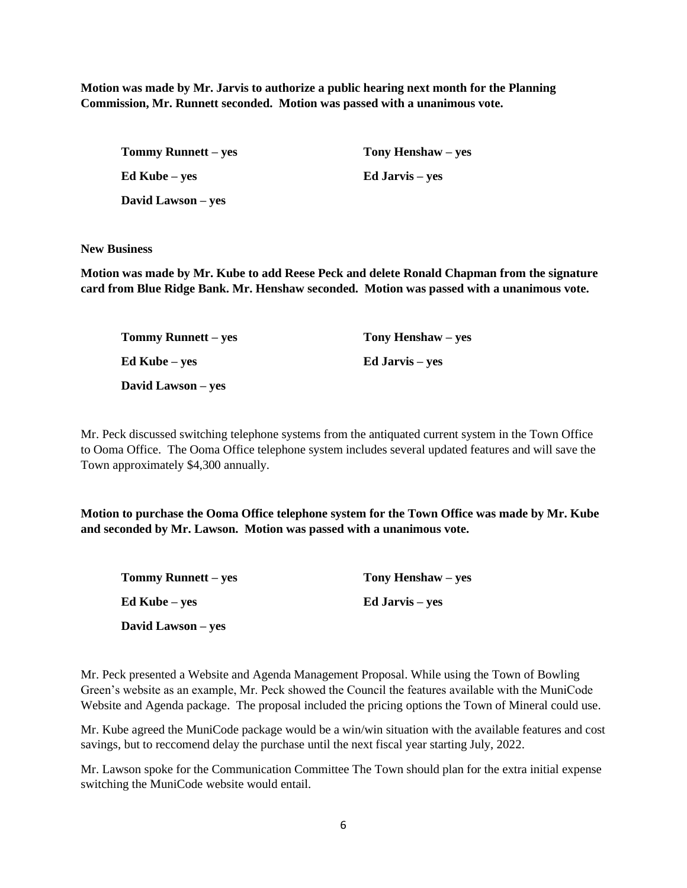**Motion was made by Mr. Jarvis to authorize a public hearing next month for the Planning Commission, Mr. Runnett seconded. Motion was passed with a unanimous vote.**

**Tommy Runnett – yes**
**Tony Henshaw – yes**
**Ed Kube – yes**
**Ed Jarvis – yes**
**David Lawson – yes**

**New Business**

**Motion was made by Mr. Kube to add Reese Peck and delete Ronald Chapman from the signature card from Blue Ridge Bank. Mr. Henshaw seconded. Motion was passed with a unanimous vote.**

**Tommy Runnett – yes**
**Tony Henshaw – yes**
**Ed Kube – yes**
**Ed Jarvis – yes**
**David Lawson – yes**

Mr. Peck discussed switching telephone systems from the antiquated current system in the Town Office to Ooma Office. The Ooma Office telephone system includes several updated features and will save the Town approximately $4,300 annually.

**Motion to purchase the Ooma Office telephone system for the Town Office was made by Mr. Kube and seconded by Mr. Lawson. Motion was passed with a unanimous vote.**

**Tommy Runnett – yes**
**Tony Henshaw – yes**
**Ed Kube – yes**
**Ed Jarvis – yes**
**David Lawson – yes**

Mr. Peck presented a Website and Agenda Management Proposal. While using the Town of Bowling Green's website as an example, Mr. Peck showed the Council the features available with the MuniCode Website and Agenda package. The proposal included the pricing options the Town of Mineral could use.

Mr. Kube agreed the MuniCode package would be a win/win situation with the available features and cost savings, but to reccomend delay the purchase until the next fiscal year starting July, 2022.

Mr. Lawson spoke for the Communication Committee The Town should plan for the extra initial expense switching the MuniCode website would entail.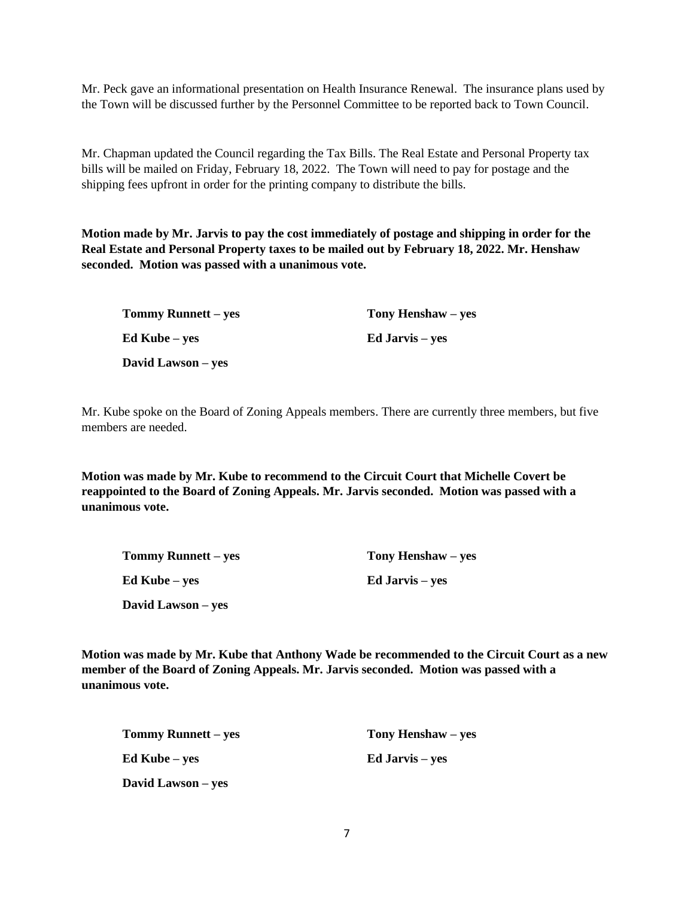Mr. Peck gave an informational presentation on Health Insurance Renewal. The insurance plans used by the Town will be discussed further by the Personnel Committee to be reported back to Town Council.

Mr. Chapman updated the Council regarding the Tax Bills. The Real Estate and Personal Property tax bills will be mailed on Friday, February 18, 2022. The Town will need to pay for postage and the shipping fees upfront in order for the printing company to distribute the bills.

**Motion made by Mr. Jarvis to pay the cost immediately of postage and shipping in order for the Real Estate and Personal Property taxes to be mailed out by February 18, 2022. Mr. Henshaw seconded. Motion was passed with a unanimous vote.**

**Tommy Runnett – yes**
**Tony Henshaw – yes**
**Ed Kube – yes**
**Ed Jarvis – yes**
**David Lawson – yes**

Mr. Kube spoke on the Board of Zoning Appeals members. There are currently three members, but five members are needed.

**Motion was made by Mr. Kube to recommend to the Circuit Court that Michelle Covert be reappointed to the Board of Zoning Appeals. Mr. Jarvis seconded. Motion was passed with a unanimous vote.**

**Tommy Runnett – yes**
**Tony Henshaw – yes**
**Ed Kube – yes**
**Ed Jarvis – yes**
**David Lawson – yes**

**Motion was made by Mr. Kube that Anthony Wade be recommended to the Circuit Court as a new member of the Board of Zoning Appeals. Mr. Jarvis seconded. Motion was passed with a unanimous vote.**

**Tommy Runnett – yes**
**Tony Henshaw – yes**
**Ed Kube – yes**
**Ed Jarvis – yes**
**David Lawson – yes**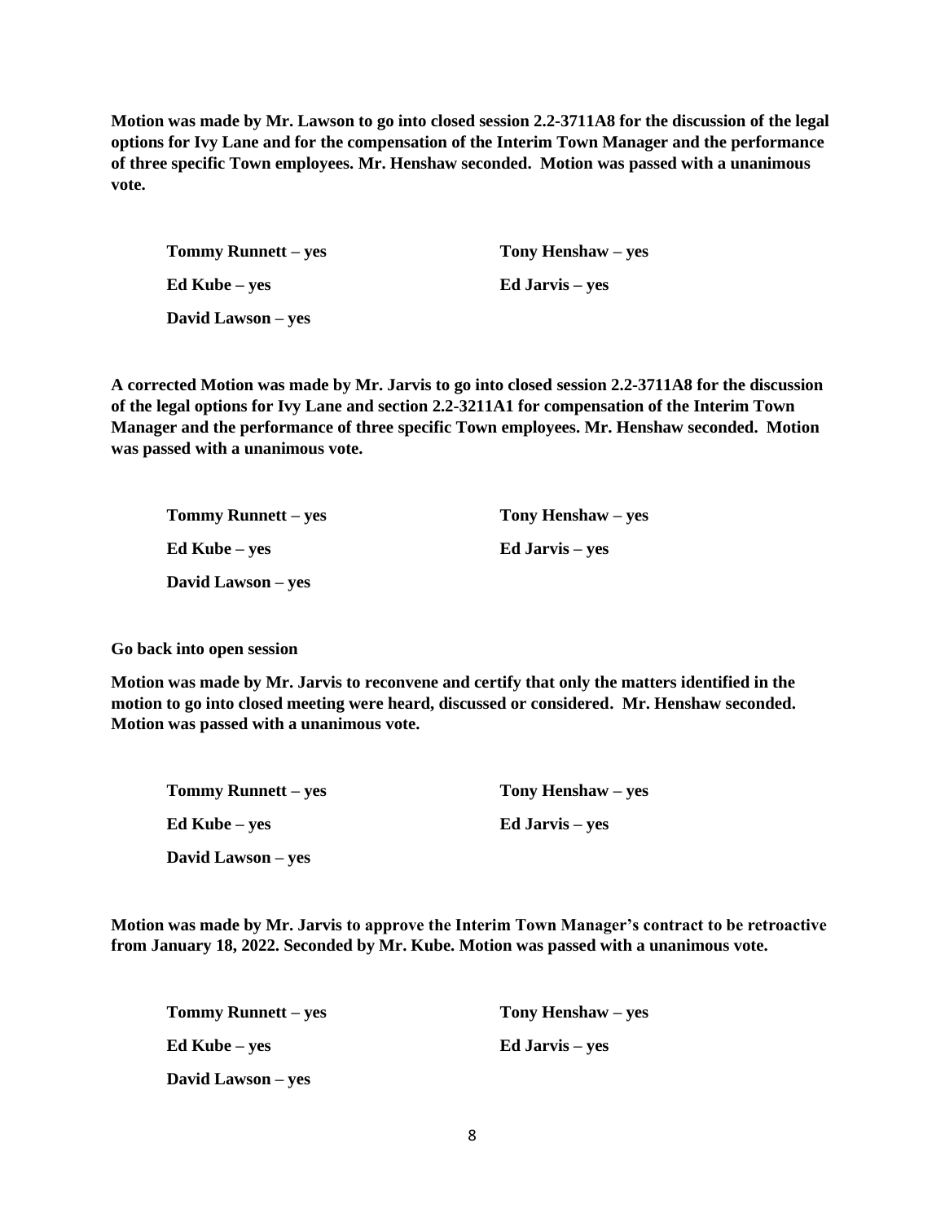**Motion was made by Mr. Lawson to go into closed session 2.2-3711A8 for the discussion of the legal options for Ivy Lane and for the compensation of the Interim Town Manager and the performance of three specific Town employees. Mr. Henshaw seconded. Motion was passed with a unanimous vote.**

| | |
|---|---|
| **Tommy Runnett – yes** | **Tony Henshaw – yes** |
| **Ed Kube – yes** | **Ed Jarvis – yes** |
| **David Lawson – yes** | |

**A corrected Motion was made by Mr. Jarvis to go into closed session 2.2-3711A8 for the discussion of the legal options for Ivy Lane and section 2.2-3211A1 for compensation of the Interim Town Manager and the performance of three specific Town employees. Mr. Henshaw seconded. Motion was passed with a unanimous vote.**

| | |
|---|---|
| **Tommy Runnett – yes** | **Tony Henshaw – yes** |
| **Ed Kube – yes** | **Ed Jarvis – yes** |
| **David Lawson – yes** | |

**Go back into open session**

**Motion was made by Mr. Jarvis to reconvene and certify that only the matters identified in the motion to go into closed meeting were heard, discussed or considered. Mr. Henshaw seconded. Motion was passed with a unanimous vote.**

| | |
|---|---|
| **Tommy Runnett – yes** | **Tony Henshaw – yes** |
| **Ed Kube – yes** | **Ed Jarvis – yes** |
| **David Lawson – yes** | |

**Motion was made by Mr. Jarvis to approve the Interim Town Manager's contract to be retroactive from January 18, 2022. Seconded by Mr. Kube. Motion was passed with a unanimous vote.**

| | |
|---|---|
| **Tommy Runnett – yes** | **Tony Henshaw – yes** |
| **Ed Kube – yes** | **Ed Jarvis – yes** |
| **David Lawson – yes** | |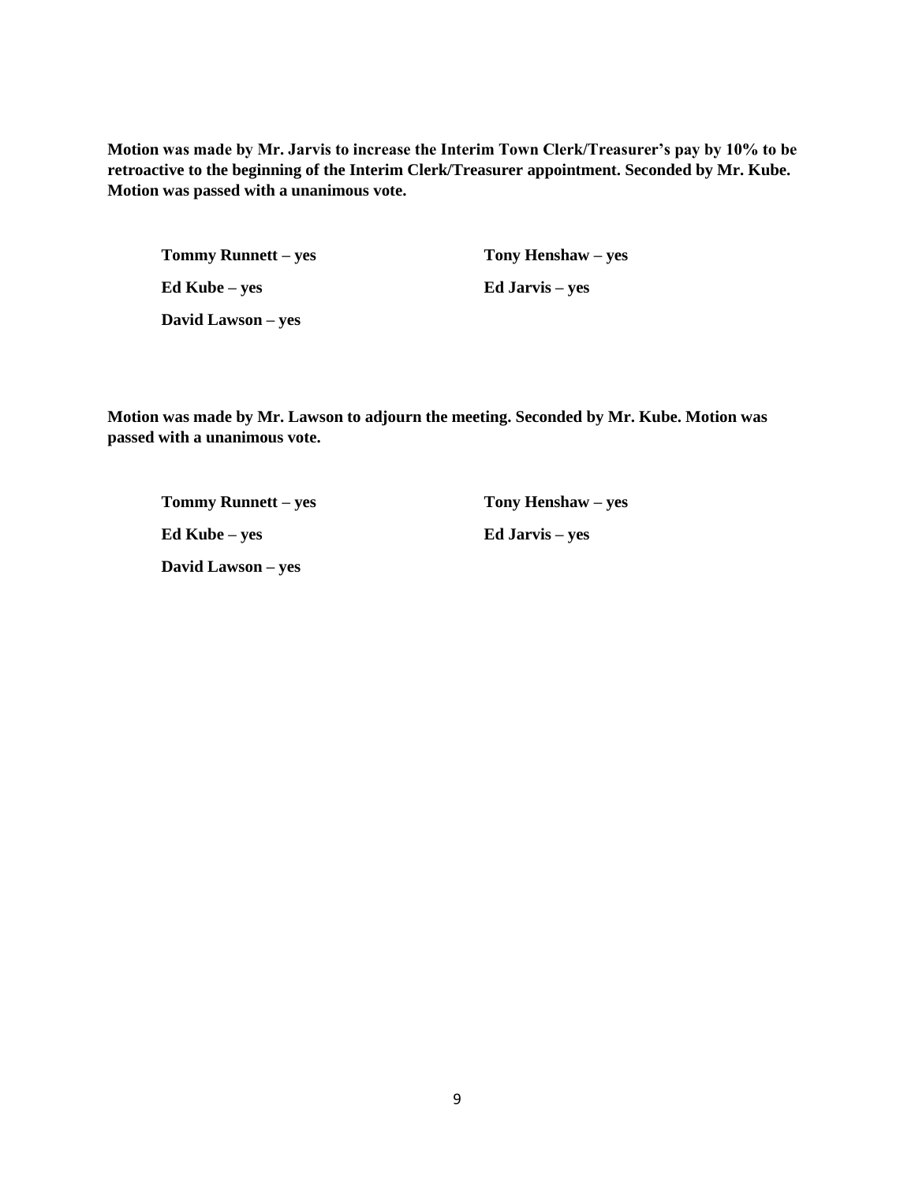**Motion was made by Mr. Jarvis to increase the Interim Town Clerk/Treasurer's pay by 10% to be retroactive to the beginning of the Interim Clerk/Treasurer appointment. Seconded by Mr. Kube. Motion was passed with a unanimous vote.**

**Tommy Runnett – yes**

**Tony Henshaw – yes**

**Ed Kube – yes**

**Ed Jarvis – yes**

**David Lawson – yes**

**Motion was made by Mr. Lawson to adjourn the meeting. Seconded by Mr. Kube. Motion was passed with a unanimous vote.**

**Tommy Runnett – yes**

**Tony Henshaw – yes**

**Ed Kube – yes**

**Ed Jarvis – yes**

**David Lawson – yes**